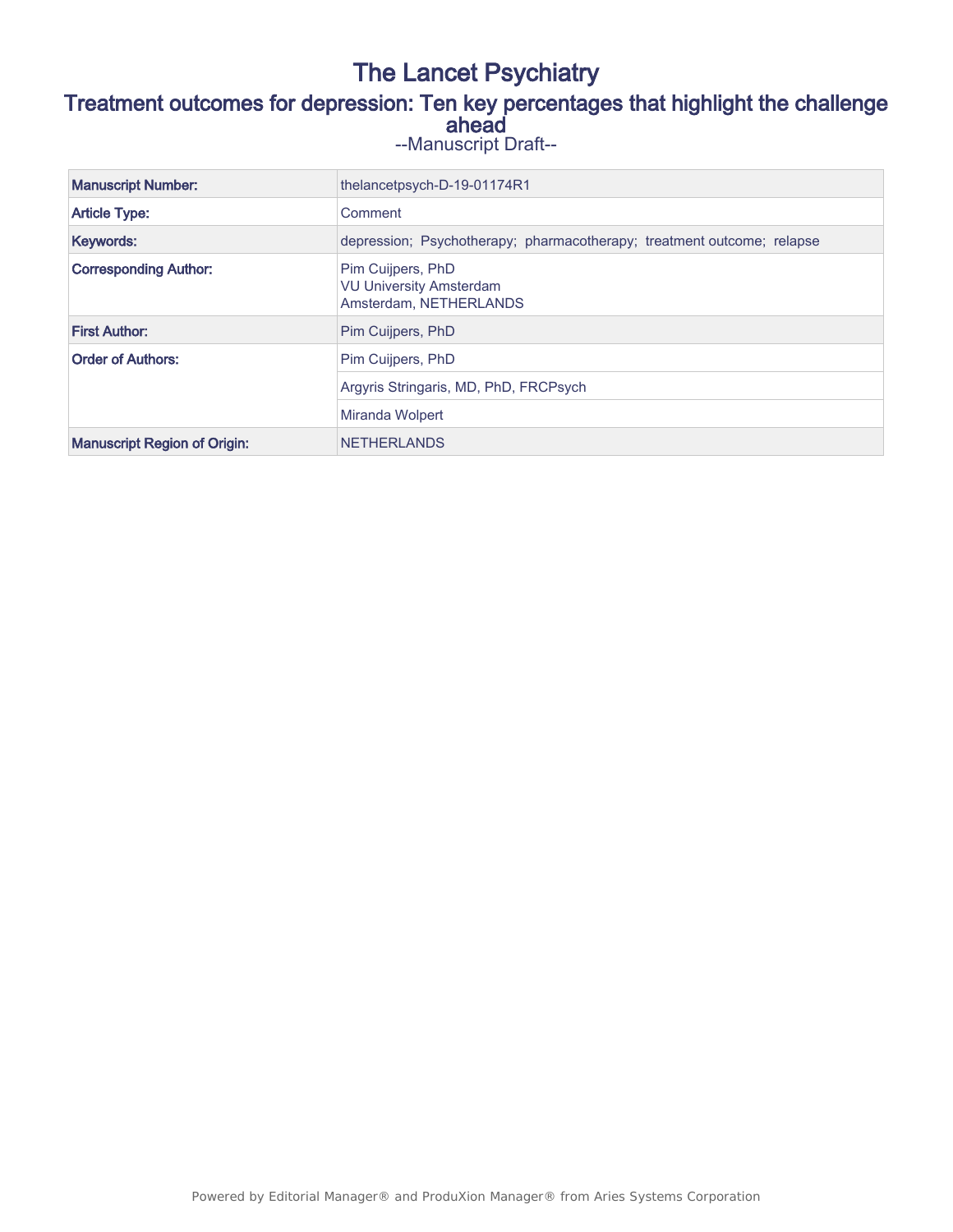# The Lancet Psychiatry

## Treatment outcomes for depression: Ten key percentages that highlight the challenge ahead

--Manuscript Draft--

| | |
|---|---|
| **Manuscript Number:** | thelancetpsych-D-19-01174R1 |
| **Article Type:** | Comment |
| **Keywords:** | depression; Psychotherapy; pharmacotherapy; treatment outcome; relapse |
| **Corresponding Author:** | Pim Cuijpers, PhD<br>VU University Amsterdam<br>Amsterdam, NETHERLANDS |
| **First Author:** | Pim Cuijpers, PhD |
| **Order of Authors:** | Pim Cuijpers, PhD |
| | Argyris Stringaris, MD, PhD, FRCPsych |
| | Miranda Wolpert |
| **Manuscript Region of Origin:** | NETHERLANDS |

Powered by Editorial Manager® and ProduXion Manager® from Aries Systems Corporation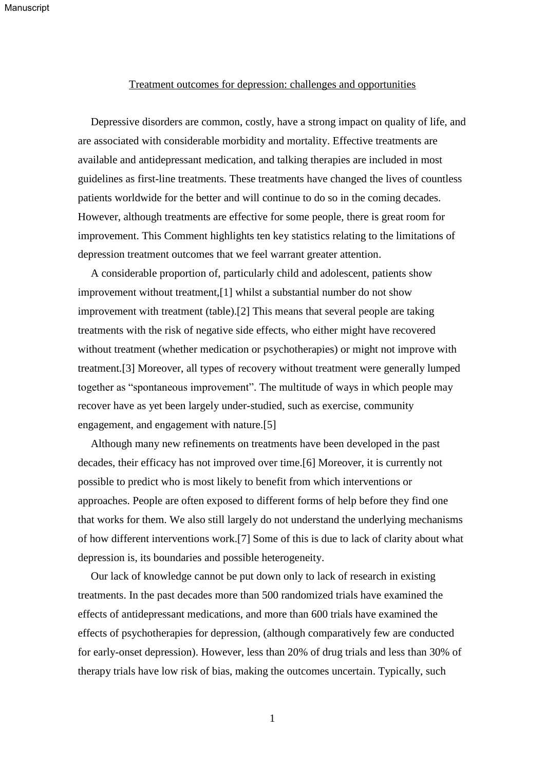Treatment outcomes for depression: challenges and opportunities

Depressive disorders are common, costly, have a strong impact on quality of life, and are associated with considerable morbidity and mortality. Effective treatments are available and antidepressant medication, and talking therapies are included in most guidelines as first-line treatments. These treatments have changed the lives of countless patients worldwide for the better and will continue to do so in the coming decades. However, although treatments are effective for some people, there is great room for improvement. This Comment highlights ten key statistics relating to the limitations of depression treatment outcomes that we feel warrant greater attention.

A considerable proportion of, particularly child and adolescent, patients show improvement without treatment,[1] whilst a substantial number do not show improvement with treatment (table).[2] This means that several people are taking treatments with the risk of negative side effects, who either might have recovered without treatment (whether medication or psychotherapies) or might not improve with treatment.[3] Moreover, all types of recovery without treatment were generally lumped together as "spontaneous improvement". The multitude of ways in which people may recover have as yet been largely under-studied, such as exercise, community engagement, and engagement with nature.[5]

Although many new refinements on treatments have been developed in the past decades, their efficacy has not improved over time.[6] Moreover, it is currently not possible to predict who is most likely to benefit from which interventions or approaches. People are often exposed to different forms of help before they find one that works for them. We also still largely do not understand the underlying mechanisms of how different interventions work.[7] Some of this is due to lack of clarity about what depression is, its boundaries and possible heterogeneity.

Our lack of knowledge cannot be put down only to lack of research in existing treatments. In the past decades more than 500 randomized trials have examined the effects of antidepressant medications, and more than 600 trials have examined the effects of psychotherapies for depression, (although comparatively few are conducted for early-onset depression). However, less than 20% of drug trials and less than 30% of therapy trials have low risk of bias, making the outcomes uncertain. Typically, such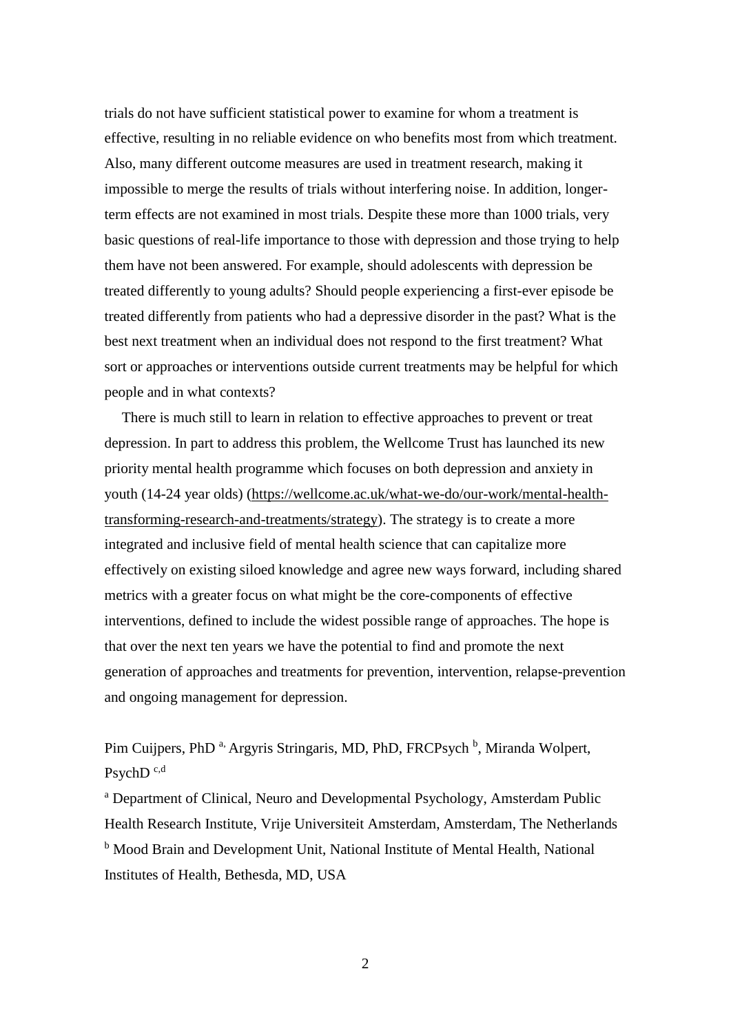trials do not have sufficient statistical power to examine for whom a treatment is effective, resulting in no reliable evidence on who benefits most from which treatment. Also, many different outcome measures are used in treatment research, making it impossible to merge the results of trials without interfering noise. In addition, longer-term effects are not examined in most trials. Despite these more than 1000 trials, very basic questions of real-life importance to those with depression and those trying to help them have not been answered. For example, should adolescents with depression be treated differently to young adults? Should people experiencing a first-ever episode be treated differently from patients who had a depressive disorder in the past? What is the best next treatment when an individual does not respond to the first treatment? What sort or approaches or interventions outside current treatments may be helpful for which people and in what contexts?

There is much still to learn in relation to effective approaches to prevent or treat depression. In part to address this problem, the Wellcome Trust has launched its new priority mental health programme which focuses on both depression and anxiety in youth (14-24 year olds) (https://wellcome.ac.uk/what-we-do/our-work/mental-health-transforming-research-and-treatments/strategy). The strategy is to create a more integrated and inclusive field of mental health science that can capitalize more effectively on existing siloed knowledge and agree new ways forward, including shared metrics with a greater focus on what might be the core-components of effective interventions, defined to include the widest possible range of approaches. The hope is that over the next ten years we have the potential to find and promote the next generation of approaches and treatments for prevention, intervention, relapse-prevention and ongoing management for depression.

Pim Cuijpers, PhD [a], Argyris Stringaris, MD, PhD, FRCPsych [b], Miranda Wolpert, PsychD [c,d]

[a] Department of Clinical, Neuro and Developmental Psychology, Amsterdam Public Health Research Institute, Vrije Universiteit Amsterdam, Amsterdam, The Netherlands

[b] Mood Brain and Development Unit, National Institute of Mental Health, National Institutes of Health, Bethesda, MD, USA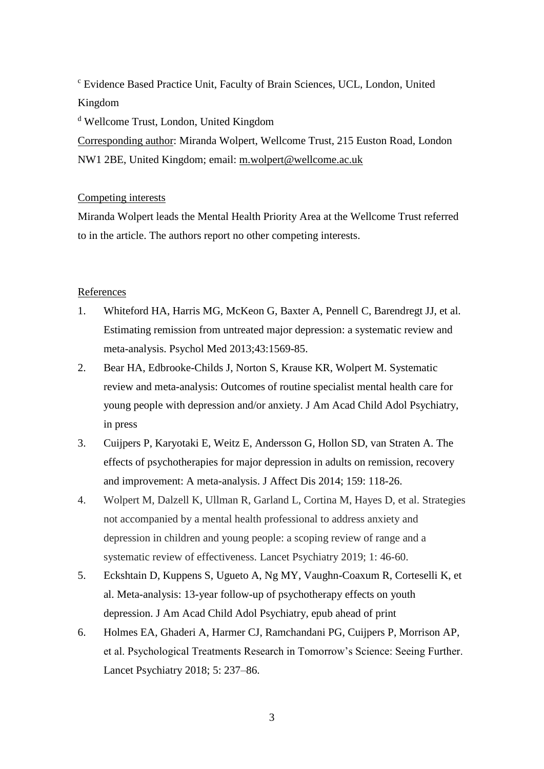[c] Evidence Based Practice Unit, Faculty of Brain Sciences, UCL, London, United Kingdom

[d] Wellcome Trust, London, United Kingdom

Corresponding author: Miranda Wolpert, Wellcome Trust, 215 Euston Road, London NW1 2BE, United Kingdom; email: m.wolpert@wellcome.ac.uk

Competing interests

Miranda Wolpert leads the Mental Health Priority Area at the Wellcome Trust referred to in the article. The authors report no other competing interests.

References

1. Whiteford HA, Harris MG, McKeon G, Baxter A, Pennell C, Barendregt JJ, et al. Estimating remission from untreated major depression: a systematic review and meta-analysis. Psychol Med 2013;43:1569-85.
2. Bear HA, Edbrooke-Childs J, Norton S, Krause KR, Wolpert M. Systematic review and meta-analysis: Outcomes of routine specialist mental health care for young people with depression and/or anxiety. J Am Acad Child Adol Psychiatry, in press
3. Cuijpers P, Karyotaki E, Weitz E, Andersson G, Hollon SD, van Straten A. The effects of psychotherapies for major depression in adults on remission, recovery and improvement: A meta-analysis. J Affect Dis 2014; 159: 118-26.
4. Wolpert M, Dalzell K, Ullman R, Garland L, Cortina M, Hayes D, et al. Strategies not accompanied by a mental health professional to address anxiety and depression in children and young people: a scoping review of range and a systematic review of effectiveness. Lancet Psychiatry 2019; 1: 46-60.
5. Eckshtain D, Kuppens S, Ugueto A, Ng MY, Vaughn-Coaxum R, Corteselli K, et al. Meta-analysis: 13-year follow-up of psychotherapy effects on youth depression. J Am Acad Child Adol Psychiatry, epub ahead of print
6. Holmes EA, Ghaderi A, Harmer CJ, Ramchandani PG, Cuijpers P, Morrison AP, et al. Psychological Treatments Research in Tomorrow's Science: Seeing Further. Lancet Psychiatry 2018; 5: 237–86.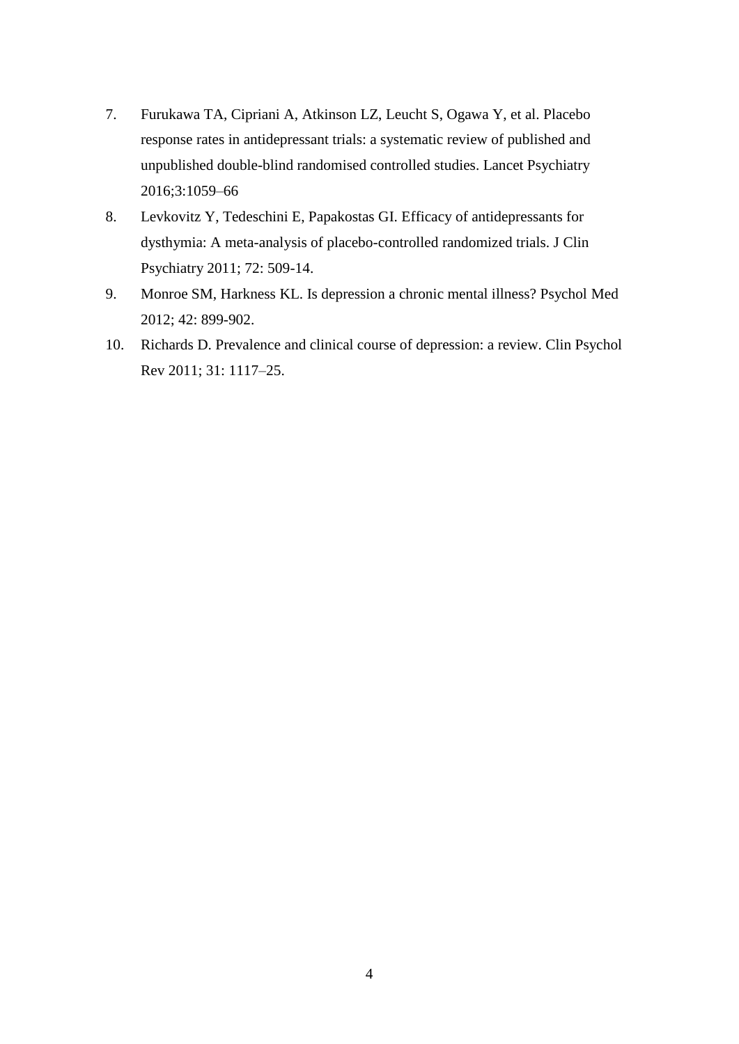7. Furukawa TA, Cipriani A, Atkinson LZ, Leucht S, Ogawa Y, et al. Placebo response rates in antidepressant trials: a systematic review of published and unpublished double-blind randomised controlled studies. Lancet Psychiatry 2016;3:1059–66
8. Levkovitz Y, Tedeschini E, Papakostas GI. Efficacy of antidepressants for dysthymia: A meta-analysis of placebo-controlled randomized trials. J Clin Psychiatry 2011; 72: 509-14.
9. Monroe SM, Harkness KL. Is depression a chronic mental illness? Psychol Med 2012; 42: 899-902.
10. Richards D. Prevalence and clinical course of depression: a review. Clin Psychol Rev 2011; 31: 1117–25.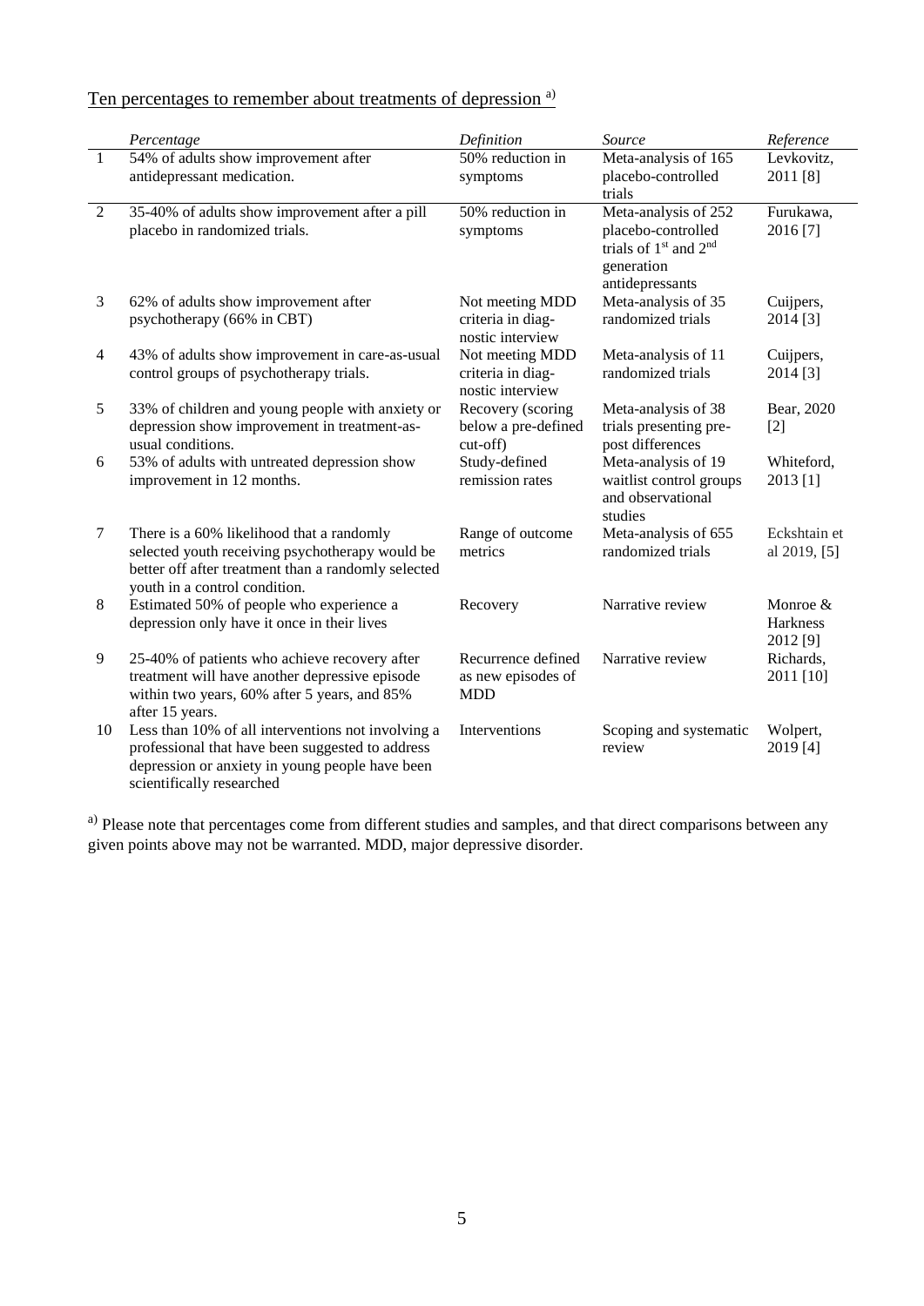Ten percentages to remember about treatments of depression [a)]

| | *Percentage* | *Definition* | *Source* | *Reference* |
|---|---|---|---|---|
| 1 | 54% of adults show improvement after antidepressant medication. | 50% reduction in symptoms | Meta-analysis of 165 placebo-controlled trials | Levkovitz, 2011 [8] |
| 2 | 35-40% of adults show improvement after a pill placebo in randomized trials. | 50% reduction in symptoms | Meta-analysis of 252 placebo-controlled trials of 1st and 2nd generation antidepressants | Furukawa, 2016 [7] |
| 3 | 62% of adults show improvement after psychotherapy (66% in CBT) | Not meeting MDD criteria in diagnostic interview | Meta-analysis of 35 randomized trials | Cuijpers, 2014 [3] |
| 4 | 43% of adults show improvement in care-as-usual control groups of psychotherapy trials. | Not meeting MDD criteria in diagnostic interview | Meta-analysis of 11 randomized trials | Cuijpers, 2014 [3] |
| 5 | 33% of children and young people with anxiety or depression show improvement in treatment-as-usual conditions. | Recovery (scoring below a pre-defined cut-off) | Meta-analysis of 38 trials presenting pre-post differences | Bear, 2020 [2] |
| 6 | 53% of adults with untreated depression show improvement in 12 months. | Study-defined remission rates | Meta-analysis of 19 waitlist control groups and observational studies | Whiteford, 2013 [1] |
| 7 | There is a 60% likelihood that a randomly selected youth receiving psychotherapy would be better off after treatment than a randomly selected youth in a control condition. | Range of outcome metrics | Meta-analysis of 655 randomized trials | Eckshtain et al 2019, [5] |
| 8 | Estimated 50% of people who experience a depression only have it once in their lives | Recovery | Narrative review | Monroe & Harkness 2012 [9] |
| 9 | 25-40% of patients who achieve recovery after treatment will have another depressive episode within two years, 60% after 5 years, and 85% after 15 years. | Recurrence defined as new episodes of MDD | Narrative review | Richards, 2011 [10] |
| 10 | Less than 10% of all interventions not involving a professional that have been suggested to address depression or anxiety in young people have been scientifically researched | Interventions | Scoping and systematic review | Wolpert, 2019 [4] |

[a)] Please note that percentages come from different studies and samples, and that direct comparisons between any given points above may not be warranted. MDD, major depressive disorder.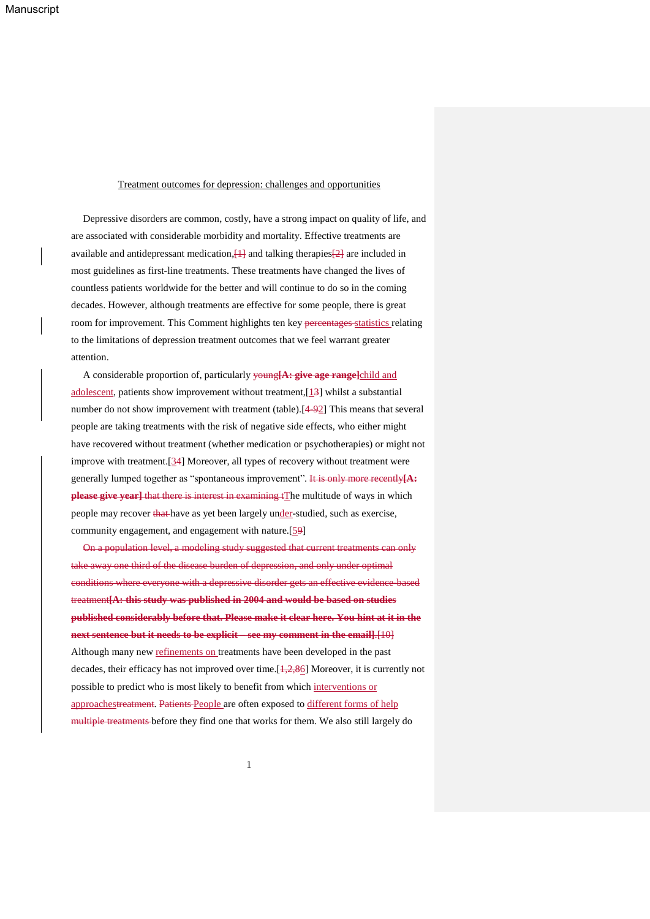# Treatment outcomes for depression: challenges and opportunities

Depressive disorders are common, costly, have a strong impact on quality of life, and are associated with considerable morbidity and mortality. Effective treatments are available and antidepressant medication,~~[1]~~ and talking therapies~~[2]~~ are included in most guidelines as first-line treatments. These treatments have changed the lives of countless patients worldwide for the better and will continue to do so in the coming decades. However, although treatments are effective for some people, there is great room for improvement. This Comment highlights ten key ~~percentages~~ statistics relating to the limitations of depression treatment outcomes that we feel warrant greater attention.

A considerable proportion of, particularly ~~young~~**~~[A: give age range]~~**child and adolescent, patients show improvement without treatment,[1~~3~~] whilst a substantial number do not show improvement with treatment (table).[~~4-9~~2] This means that several people are taking treatments with the risk of negative side effects, who either might have recovered without treatment (whether medication or psychotherapies) or might not improve with treatment.[3~~4~~] Moreover, all types of recovery without treatment were generally lumped together as "spontaneous improvement". ~~It is only more recently~~**~~[A: please give year]~~** ~~that there is interest in examining t~~The multitude of ways in which people may recover ~~that~~ have as yet been largely under-studied, such as exercise, community engagement, and engagement with nature.[5~~9~~]

~~On a population level, a modeling study suggested that current treatments can only take away one third of the disease burden of depression, and only under optimal conditions where everyone with a depressive disorder gets an effective evidence-based treatment~~**~~[A: this study was published in 2004 and would be based on studies published considerably before that. Please make it clear here. You hint at it in the next sentence but it needs to be explicit – see my comment in the email]~~**~~.[10]~~ Although many new refinements on treatments have been developed in the past decades, their efficacy has not improved over time.[~~1,2,8~~6] Moreover, it is currently not possible to predict who is most likely to benefit from which interventions or approaches~~treatment~~. ~~Patients~~ People are often exposed to different forms of help ~~multiple treatments~~ before they find one that works for them. We also still largely do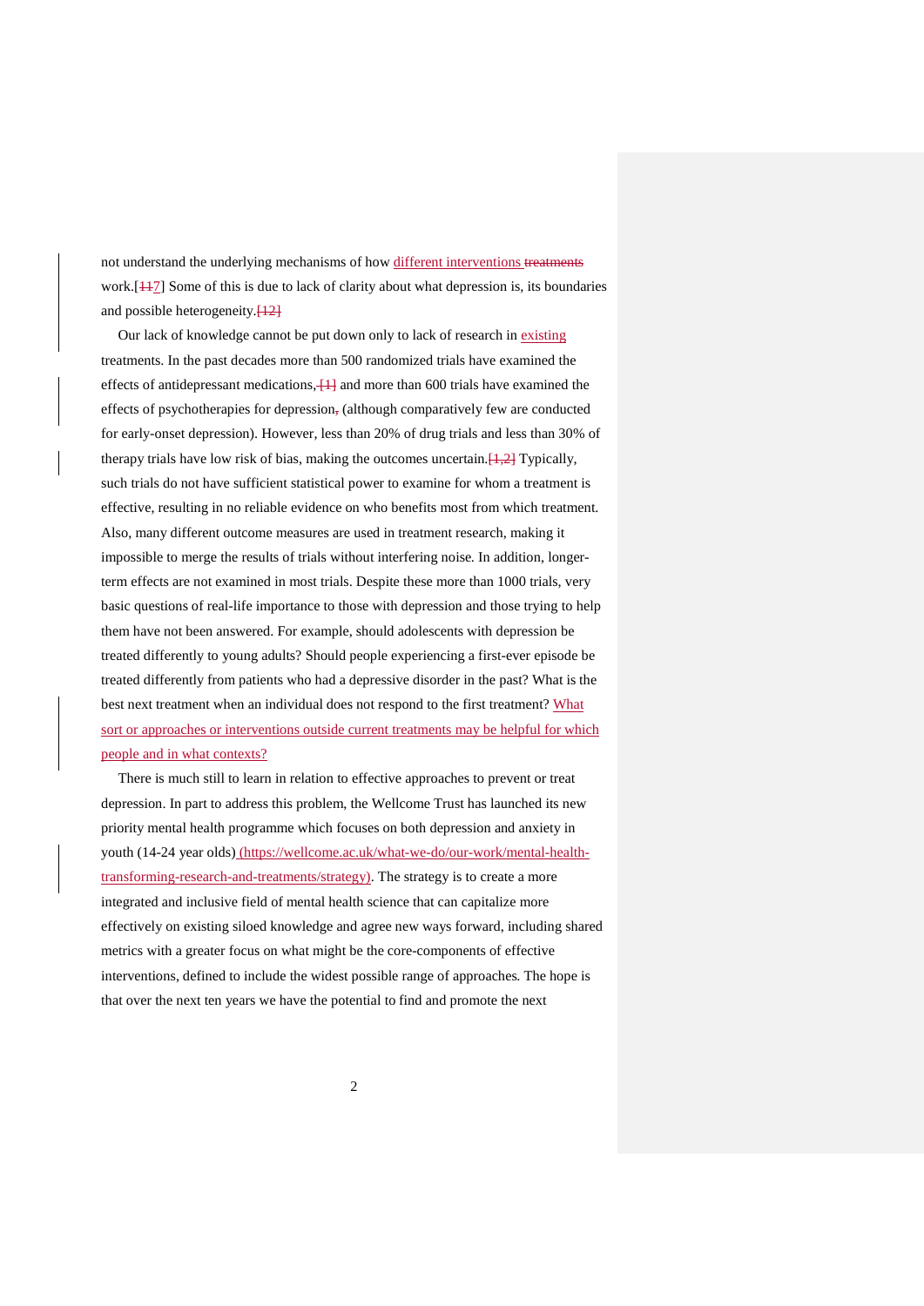not understand the underlying mechanisms of how different interventions work.[7] Some of this is due to lack of clarity about what depression is, its boundaries and possible heterogeneity.

Our lack of knowledge cannot be put down only to lack of research in existing treatments. In the past decades more than 500 randomized trials have examined the effects of antidepressant medications, and more than 600 trials have examined the effects of psychotherapies for depression (although comparatively few are conducted for early-onset depression). However, less than 20% of drug trials and less than 30% of therapy trials have low risk of bias, making the outcomes uncertain. Typically, such trials do not have sufficient statistical power to examine for whom a treatment is effective, resulting in no reliable evidence on who benefits most from which treatment. Also, many different outcome measures are used in treatment research, making it impossible to merge the results of trials without interfering noise. In addition, longer-term effects are not examined in most trials. Despite these more than 1000 trials, very basic questions of real-life importance to those with depression and those trying to help them have not been answered. For example, should adolescents with depression be treated differently to young adults? Should people experiencing a first-ever episode be treated differently from patients who had a depressive disorder in the past? What is the best next treatment when an individual does not respond to the first treatment? What sort or approaches or interventions outside current treatments may be helpful for which people and in what contexts?

There is much still to learn in relation to effective approaches to prevent or treat depression. In part to address this problem, the Wellcome Trust has launched its new priority mental health programme which focuses on both depression and anxiety in youth (14-24 year olds) (https://wellcome.ac.uk/what-we-do/our-work/mental-health-transforming-research-and-treatments/strategy). The strategy is to create a more integrated and inclusive field of mental health science that can capitalize more effectively on existing siloed knowledge and agree new ways forward, including shared metrics with a greater focus on what might be the core-components of effective interventions, defined to include the widest possible range of approaches. The hope is that over the next ten years we have the potential to find and promote the next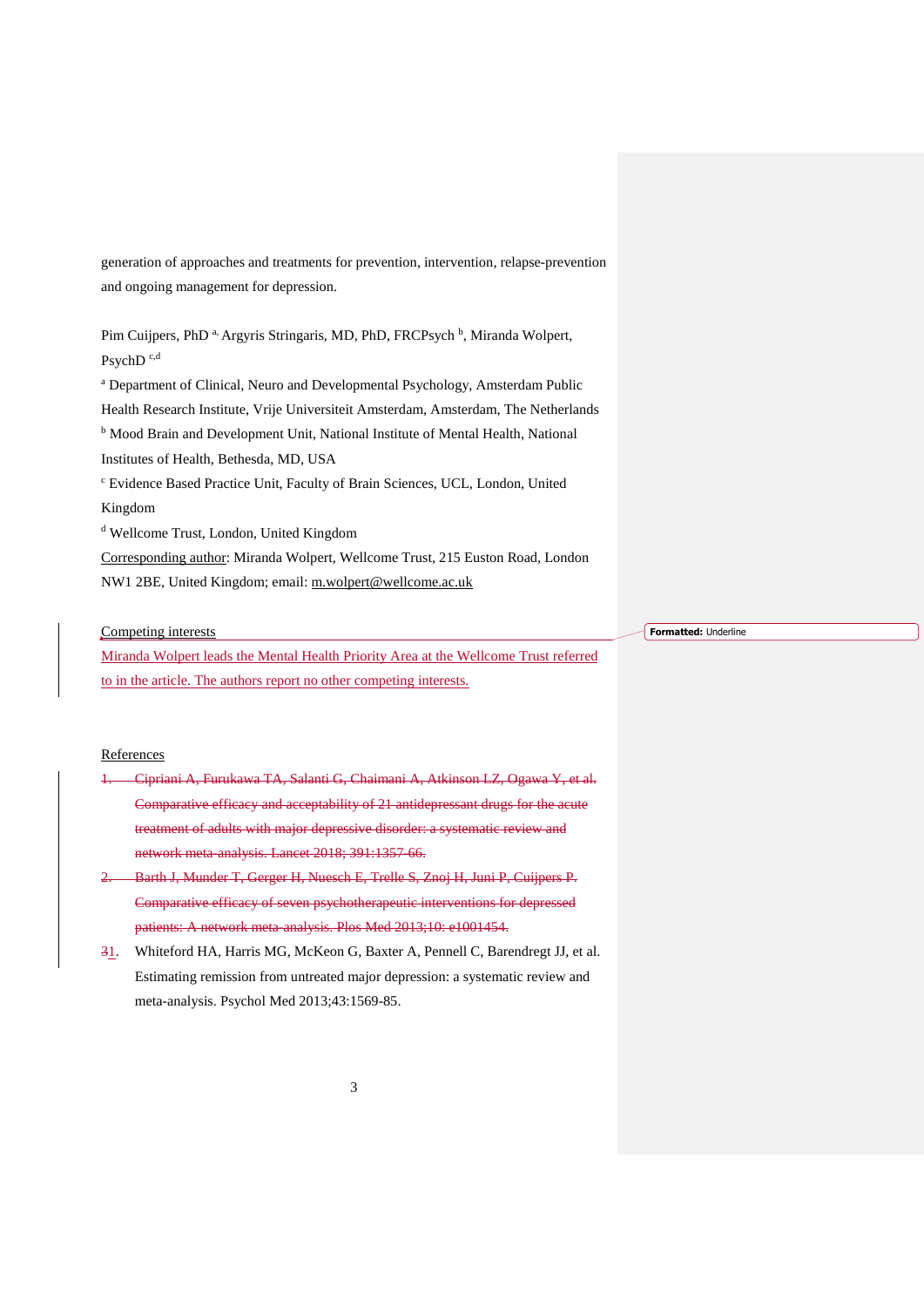generation of approaches and treatments for prevention, intervention, relapse-prevention and ongoing management for depression.

Pim Cuijpers, PhD [a,] Argyris Stringaris, MD, PhD, FRCPsych [b], Miranda Wolpert, PsychD [c,d]

[a] Department of Clinical, Neuro and Developmental Psychology, Amsterdam Public Health Research Institute, Vrije Universiteit Amsterdam, Amsterdam, The Netherlands

[b] Mood Brain and Development Unit, National Institute of Mental Health, National Institutes of Health, Bethesda, MD, USA

[c] Evidence Based Practice Unit, Faculty of Brain Sciences, UCL, London, United Kingdom

[d] Wellcome Trust, London, United Kingdom

Corresponding author: Miranda Wolpert, Wellcome Trust, 215 Euston Road, London NW1 2BE, United Kingdom; email: m.wolpert@wellcome.ac.uk

Competing interests

Miranda Wolpert leads the Mental Health Priority Area at the Wellcome Trust referred to in the article. The authors report no other competing interests.

Formatted: Underline

References

1. ~~Cipriani A, Furukawa TA, Salanti G, Chaimani A, Atkinson LZ, Ogawa Y, et al. Comparative efficacy and acceptability of 21 antidepressant drugs for the acute treatment of adults with major depressive disorder: a systematic review and network meta-analysis. Lancet 2018; 391:1357-66.~~
2. ~~Barth J, Munder T, Gerger H, Nuesch E, Trelle S, Znoj H, Juni P, Cuijpers P. Comparative efficacy of seven psychotherapeutic interventions for depressed patients: A network meta-analysis. Plos Med 2013;10: e1001454.~~
3. ~~3~~1. Whiteford HA, Harris MG, McKeon G, Baxter A, Pennell C, Barendregt JJ, et al. Estimating remission from untreated major depression: a systematic review and meta-analysis. Psychol Med 2013;43:1569-85.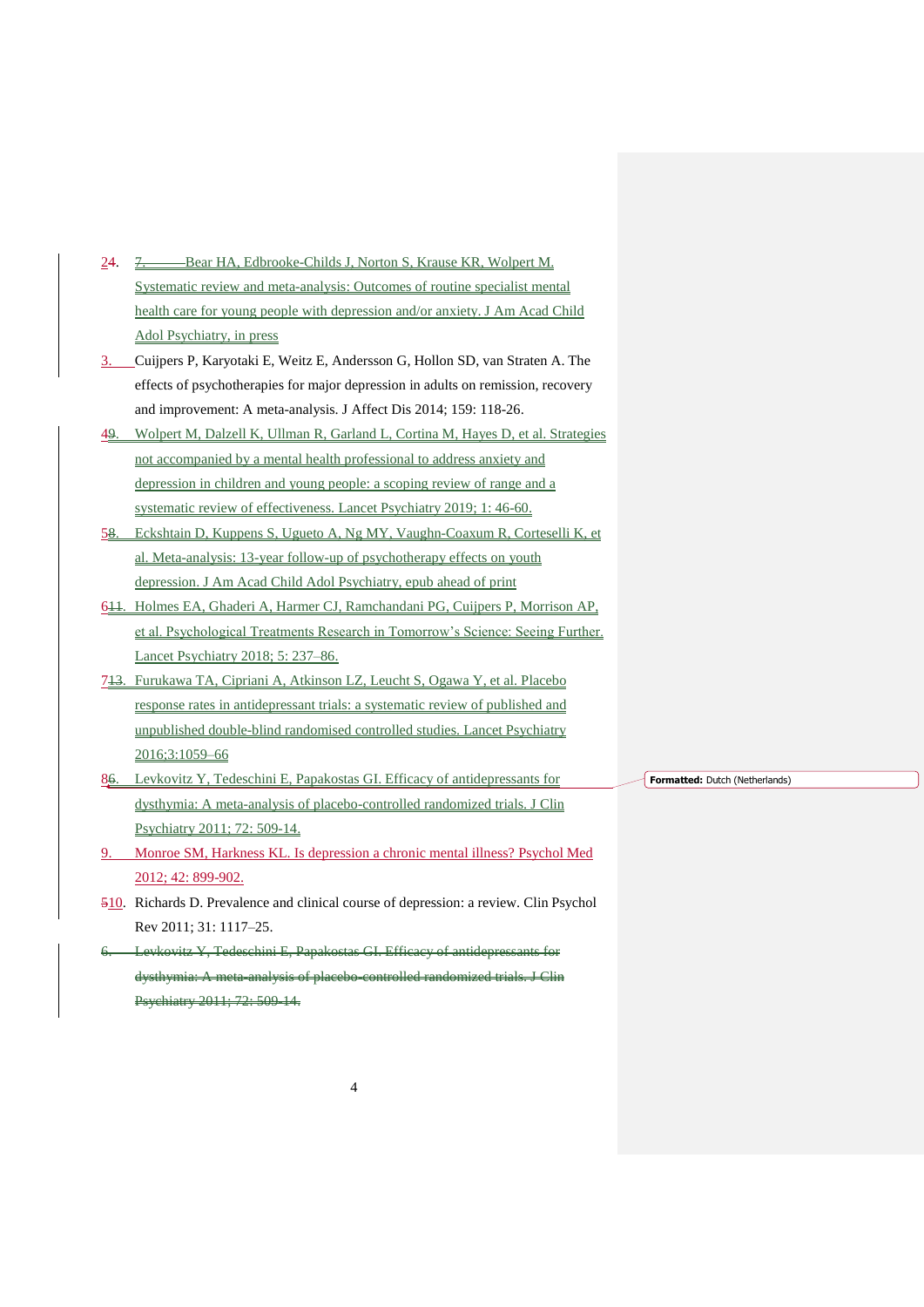24. 7. Bear HA, Edbrooke-Childs J, Norton S, Krause KR, Wolpert M. Systematic review and meta-analysis: Outcomes of routine specialist mental health care for young people with depression and/or anxiety. J Am Acad Child Adol Psychiatry, in press

3. Cuijpers P, Karyotaki E, Weitz E, Andersson G, Hollon SD, van Straten A. The effects of psychotherapies for major depression in adults on remission, recovery and improvement: A meta-analysis. J Affect Dis 2014; 159: 118-26.

49. Wolpert M, Dalzell K, Ullman R, Garland L, Cortina M, Hayes D, et al. Strategies not accompanied by a mental health professional to address anxiety and depression in children and young people: a scoping review of range and a systematic review of effectiveness. Lancet Psychiatry 2019; 1: 46-60.

58. Eckshtain D, Kuppens S, Ugueto A, Ng MY, Vaughn-Coaxum R, Corteselli K, et al. Meta-analysis: 13-year follow-up of psychotherapy effects on youth depression. J Am Acad Child Adol Psychiatry, epub ahead of print

611. Holmes EA, Ghaderi A, Harmer CJ, Ramchandani PG, Cuijpers P, Morrison AP, et al. Psychological Treatments Research in Tomorrow's Science: Seeing Further. Lancet Psychiatry 2018; 5: 237–86.

713. Furukawa TA, Cipriani A, Atkinson LZ, Leucht S, Ogawa Y, et al. Placebo response rates in antidepressant trials: a systematic review of published and unpublished double-blind randomised controlled studies. Lancet Psychiatry 2016;3:1059–66

86. Levkovitz Y, Tedeschini E, Papakostas GI. Efficacy of antidepressants for dysthymia: A meta-analysis of placebo-controlled randomized trials. J Clin Psychiatry 2011; 72: 509-14.

9. Monroe SM, Harkness KL. Is depression a chronic mental illness? Psychol Med 2012; 42: 899-902.

510. Richards D. Prevalence and clinical course of depression: a review. Clin Psychol Rev 2011; 31: 1117–25.

6. Levkovitz Y, Tedeschini E, Papakostas GI. Efficacy of antidepressants for dysthymia: A meta-analysis of placebo-controlled randomized trials. J Clin Psychiatry 2011; 72: 509-14.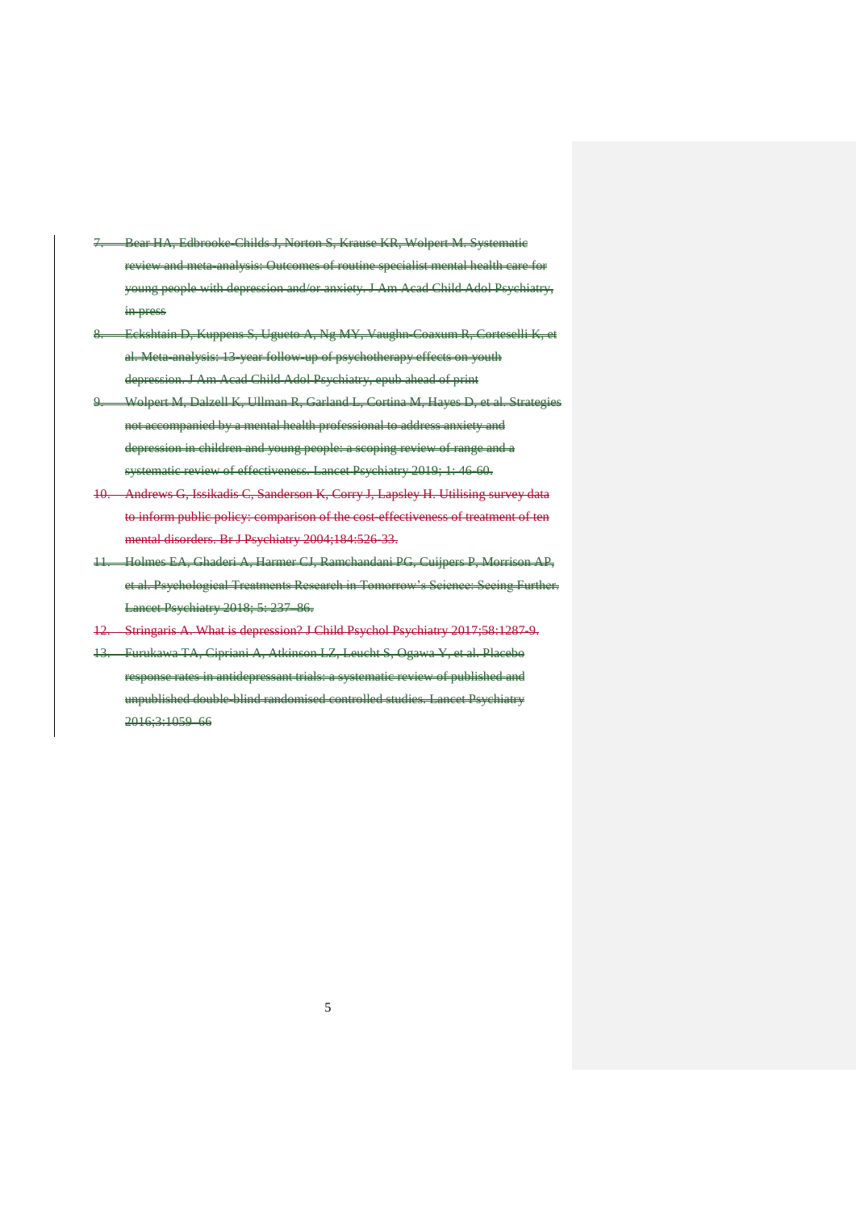7. Bear HA, Edbrooke-Childs J, Norton S, Krause KR, Wolpert M. Systematic review and meta-analysis: Outcomes of routine specialist mental health care for young people with depression and/or anxiety. J Am Acad Child Adol Psychiatry, in press
8. Eckshtain D, Kuppens S, Ugueto A, Ng MY, Vaughn-Coaxum R, Corteselli K, et al. Meta-analysis: 13-year follow-up of psychotherapy effects on youth depression. J Am Acad Child Adol Psychiatry, epub ahead of print
9. Wolpert M, Dalzell K, Ullman R, Garland L, Cortina M, Hayes D, et al. Strategies not accompanied by a mental health professional to address anxiety and depression in children and young people: a scoping review of range and a systematic review of effectiveness. Lancet Psychiatry 2019; 1: 46-60.
10. Andrews G, Issikadis C, Sanderson K, Corry J, Lapsley H. Utilising survey data to inform public policy: comparison of the cost-effectiveness of treatment of ten mental disorders. Br J Psychiatry 2004;184:526-33.
11. Holmes EA, Ghaderi A, Harmer CJ, Ramchandani PG, Cuijpers P, Morrison AP, et al. Psychological Treatments Research in Tomorrow's Science: Seeing Further. Lancet Psychiatry 2018; 5: 237–86.
12. Stringaris A. What is depression? J Child Psychol Psychiatry 2017;58:1287-9.
13. Furukawa TA, Cipriani A, Atkinson LZ, Leucht S, Ogawa Y, et al. Placebo response rates in antidepressant trials: a systematic review of published and unpublished double-blind randomised controlled studies. Lancet Psychiatry 2016;3:1059–66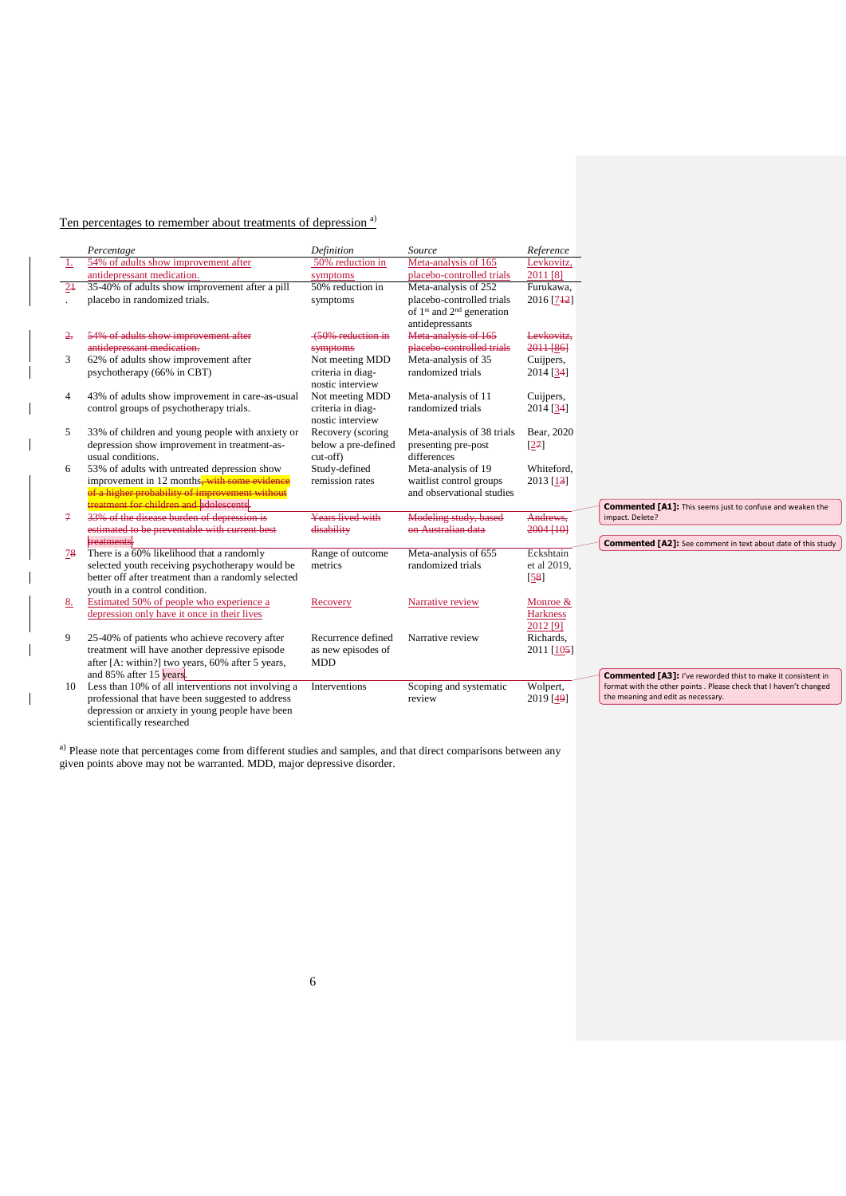Ten percentages to remember about treatments of depression [a)]

| | *Percentage* | *Definition* | *Source* | *Reference* |
|---|---|---|---|---|
| 1. | 54% of adults show improvement after antidepressant medication. | 50% reduction in symptoms | Meta-analysis of 165 placebo-controlled trials | Levkovitz, 2011 [8] |
| 21. | 35-40% of adults show improvement after a pill placebo in randomized trials. | 50% reduction in symptoms | Meta-analysis of 252 placebo-controlled trials of 1st and 2nd generation antidepressants | Furukawa, 2016 [712] |
| 2. | 54% of adults show improvement after antidepressant medication. | (50% reduction in symptoms | Meta-analysis of 165 placebo-controlled trials | Levkovitz, 2011 [86] |
| 3 | 62% of adults show improvement after psychotherapy (66% in CBT) | Not meeting MDD criteria in diag-nostic interview | Meta-analysis of 35 randomized trials | Cuijpers, 2014 [34] |
| 4 | 43% of adults show improvement in care-as-usual control groups of psychotherapy trials. | Not meeting MDD criteria in diag-nostic interview | Meta-analysis of 11 randomized trials | Cuijpers, 2014 [34] |
| 5 | 33% of children and young people with anxiety or depression show improvement in treatment-as-usual conditions. | Recovery (scoring below a pre-defined cut-off) | Meta-analysis of 38 trials presenting pre-post differences | Bear, 2020 [27] |
| 6 | 53% of adults with untreated depression show improvement in 12 months, with some evidence of a higher probability of improvement without treatment for children and adolescents. | Study-defined remission rates | Meta-analysis of 19 waitlist control groups and observational studies | Whiteford, 2013 [13] |
| 7 | 33% of the disease burden of depression is estimated to be preventable with current best treatments. | Years lived with disability | Modeling study, based on Australian data | Andrews, 2004 [10] |
| 78 | There is a 60% likelihood that a randomly selected youth receiving psychotherapy would be better off after treatment than a randomly selected youth in a control condition. | Range of outcome metrics | Meta-analysis of 655 randomized trials | Eckshtain et al 2019, [58] |
| 8. | Estimated 50% of people who experience a depression only have it once in their lives | Recovery | Narrative review | Monroe & Harkness 2012 [9] |
| 9 | 25-40% of patients who achieve recovery after treatment will have another depressive episode after [A: within?] two years, 60% after 5 years, and 85% after 15 years. | Recurrence defined as new episodes of MDD | Narrative review | Richards, 2011 [105] |
| 10 | Less than 10% of all interventions not involving a professional that have been suggested to address depression or anxiety in young people have been scientifically researched | Interventions | Scoping and systematic review | Wolpert, 2019 [49] |

[a)] Please note that percentages come from different studies and samples, and that direct comparisons between any given points above may not be warranted. MDD, major depressive disorder.

**Commented [A1]:** This seems just to confuse and weaken the impact. Delete?

**Commented [A2]:** See comment in text about date of this study

**Commented [A3]:** I've reworded thist to make it consistent in format with the other points . Please check that I haven't changed the meaning and edit as necessary.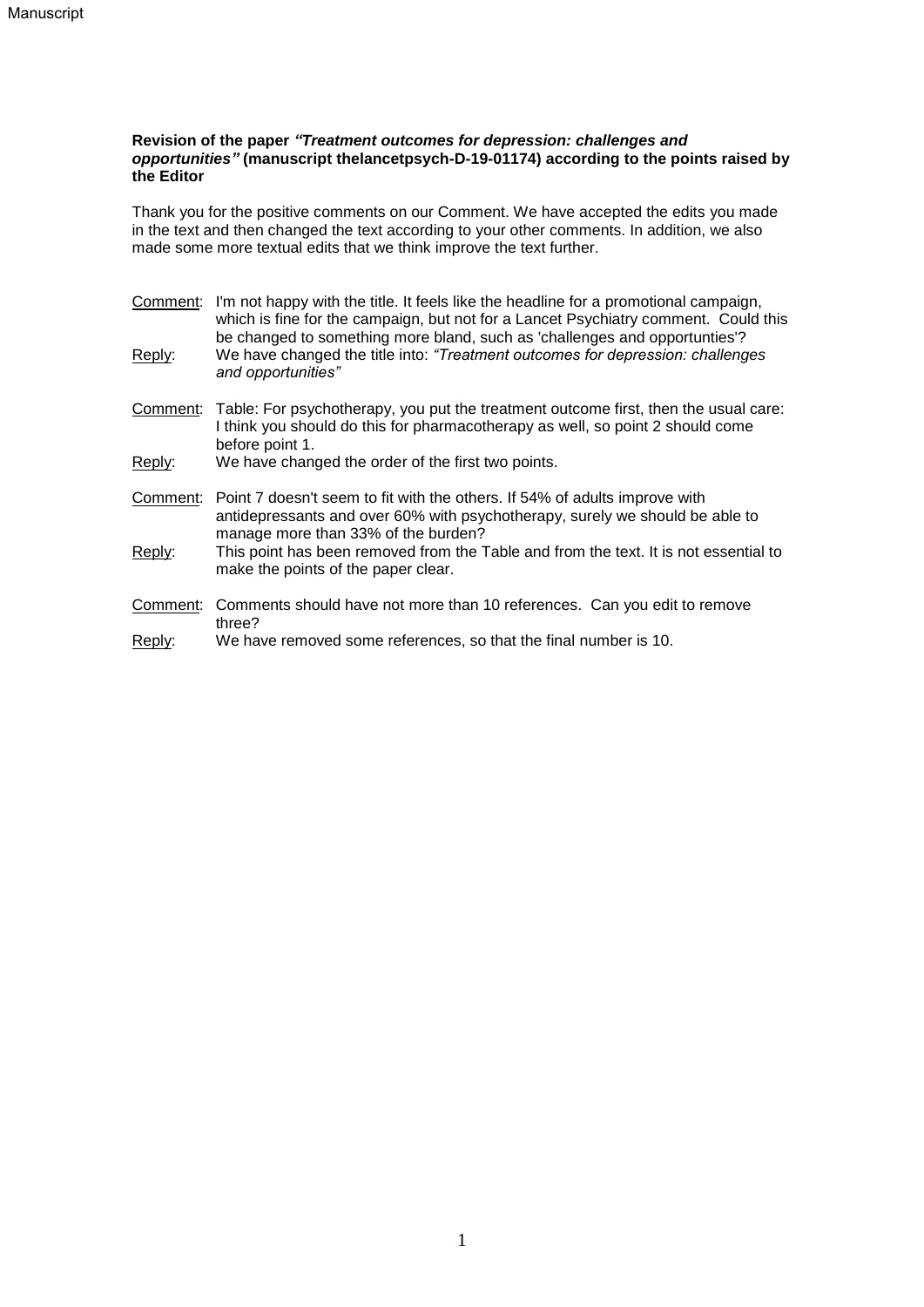**Revision of the paper *"Treatment outcomes for depression: challenges and opportunities"* (manuscript thelancetpsych-D-19-01174) according to the points raised by the Editor**

Thank you for the positive comments on our Comment. We have accepted the edits you made in the text and then changed the text according to your other comments. In addition, we also made some more textual edits that we think improve the text further.

Comment: I'm not happy with the title. It feels like the headline for a promotional campaign, which is fine for the campaign, but not for a Lancet Psychiatry comment. Could this be changed to something more bland, such as 'challenges and opportunties'?

Reply: We have changed the title into: *"Treatment outcomes for depression: challenges and opportunities"*

Comment: Table: For psychotherapy, you put the treatment outcome first, then the usual care: I think you should do this for pharmacotherapy as well, so point 2 should come before point 1.

Reply: We have changed the order of the first two points.

Comment: Point 7 doesn't seem to fit with the others. If 54% of adults improve with antidepressants and over 60% with psychotherapy, surely we should be able to manage more than 33% of the burden?

Reply: This point has been removed from the Table and from the text. It is not essential to make the points of the paper clear.

Comment: Comments should have not more than 10 references. Can you edit to remove three?

Reply: We have removed some references, so that the final number is 10.